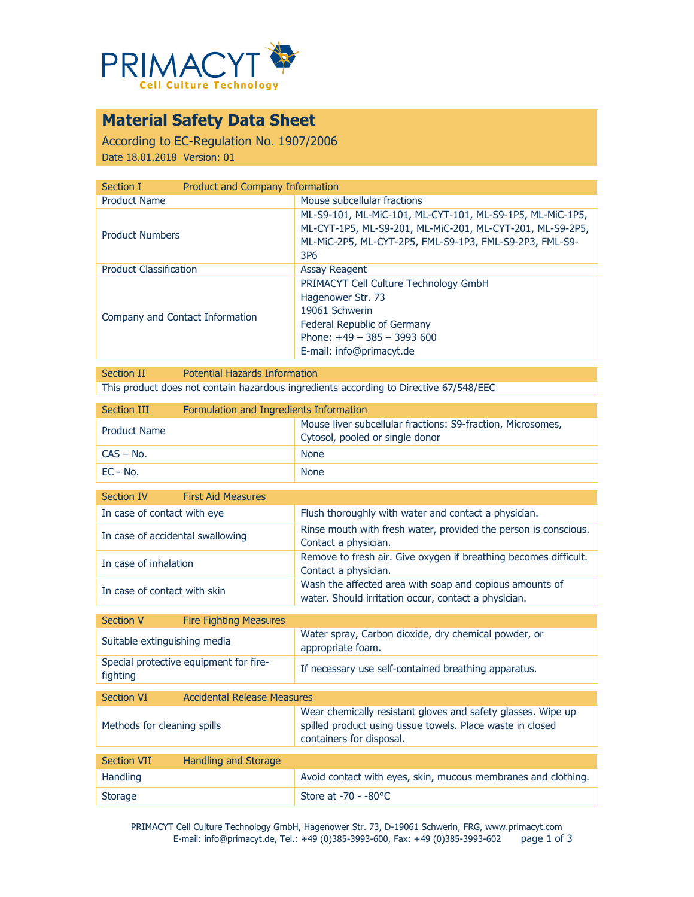PRIMACYT
Cell Culture Technology

# Material Safety Data Sheet

According to EC-Regulation No. 1907/2006

Date 18.01.2018 Version: 01

| Section I | Product and Company Information |
|---|---|
| Product Name | Mouse subcellular fractions |
| Product Numbers | ML-S9-101, ML-MiC-101, ML-CYT-101, ML-S9-1P5, ML-MiC-1P5, ML-CYT-1P5, ML-S9-201, ML-MiC-201, ML-CYT-201, ML-S9-2P5, ML-MiC-2P5, ML-CYT-2P5, FML-S9-1P3, FML-S9-2P3, FML-S9-3P6 |
| Product Classification | Assay Reagent |
| Company and Contact Information | PRIMACYT Cell Culture Technology GmbH<br>Hagenower Str. 73<br>19061 Schwerin<br>Federal Republic of Germany<br>Phone: +49 – 385 – 3993 600<br>E-mail: info@primacyt.de |

| Section II | Potential Hazards Information |
|---|---|
| This product does not contain hazardous ingredients according to Directive 67/548/EEC | |

| Section III | Formulation and Ingredients Information |
|---|---|
| Product Name | Mouse liver subcellular fractions: S9-fraction, Microsomes, Cytosol, pooled or single donor |
| CAS – No. | None |
| EC - No. | None |

| Section IV | First Aid Measures |
|---|---|
| In case of contact with eye | Flush thoroughly with water and contact a physician. |
| In case of accidental swallowing | Rinse mouth with fresh water, provided the person is conscious. Contact a physician. |
| In case of inhalation | Remove to fresh air. Give oxygen if breathing becomes difficult. Contact a physician. |
| In case of contact with skin | Wash the affected area with soap and copious amounts of water. Should irritation occur, contact a physician. |

| Section V | Fire Fighting Measures |
|---|---|
| Suitable extinguishing media | Water spray, Carbon dioxide, dry chemical powder, or appropriate foam. |
| Special protective equipment for fire-fighting | If necessary use self-contained breathing apparatus. |

| Section VI | Accidental Release Measures |
|---|---|
| Methods for cleaning spills | Wear chemically resistant gloves and safety glasses. Wipe up spilled product using tissue towels. Place waste in closed containers for disposal. |

| Section VII | Handling and Storage |
|---|---|
| Handling | Avoid contact with eyes, skin, mucous membranes and clothing. |
| Storage | Store at -70 - -80°C |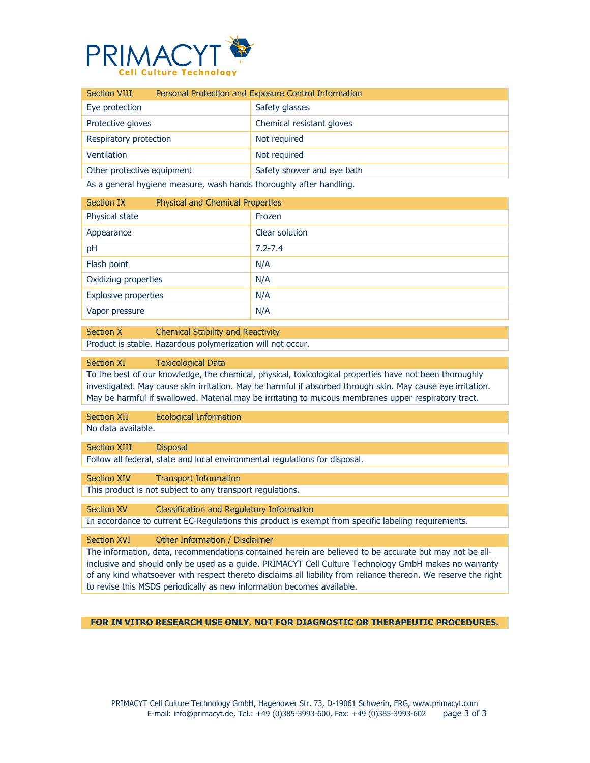## Section VIII Personal Protection and Exposure Control Information

| | |
|---|---|
| Eye protection | Safety glasses |
| Protective gloves | Chemical resistant gloves |
| Respiratory protection | Not required |
| Ventilation | Not required |
| Other protective equipment | Safety shower and eye bath |

As a general hygiene measure, wash hands thoroughly after handling.

## Section IX Physical and Chemical Properties

| | |
|---|---|
| Physical state | Frozen |
| Appearance | Clear solution |
| pH | 7.2-7.4 |
| Flash point | N/A |
| Oxidizing properties | N/A |
| Explosive properties | N/A |
| Vapor pressure | N/A |

## Section X Chemical Stability and Reactivity

Product is stable. Hazardous polymerization will not occur.

## Section XI Toxicological Data

To the best of our knowledge, the chemical, physical, toxicological properties have not been thoroughly investigated. May cause skin irritation. May be harmful if absorbed through skin. May cause eye irritation. May be harmful if swallowed. Material may be irritating to mucous membranes upper respiratory tract.

## Section XII Ecological Information

No data available.

## Section XIII Disposal

Follow all federal, state and local environmental regulations for disposal.

## Section XIV Transport Information

This product is not subject to any transport regulations.

## Section XV Classification and Regulatory Information

In accordance to current EC-Regulations this product is exempt from specific labeling requirements.

## Section XVI Other Information / Disclaimer

The information, data, recommendations contained herein are believed to be accurate but may not be all-inclusive and should only be used as a guide. PRIMACYT Cell Culture Technology GmbH makes no warranty of any kind whatsoever with respect thereto disclaims all liability from reliance thereon. We reserve the right to revise this MSDS periodically as new information becomes available.

**FOR IN VITRO RESEARCH USE ONLY. NOT FOR DIAGNOSTIC OR THERAPEUTIC PROCEDURES.**